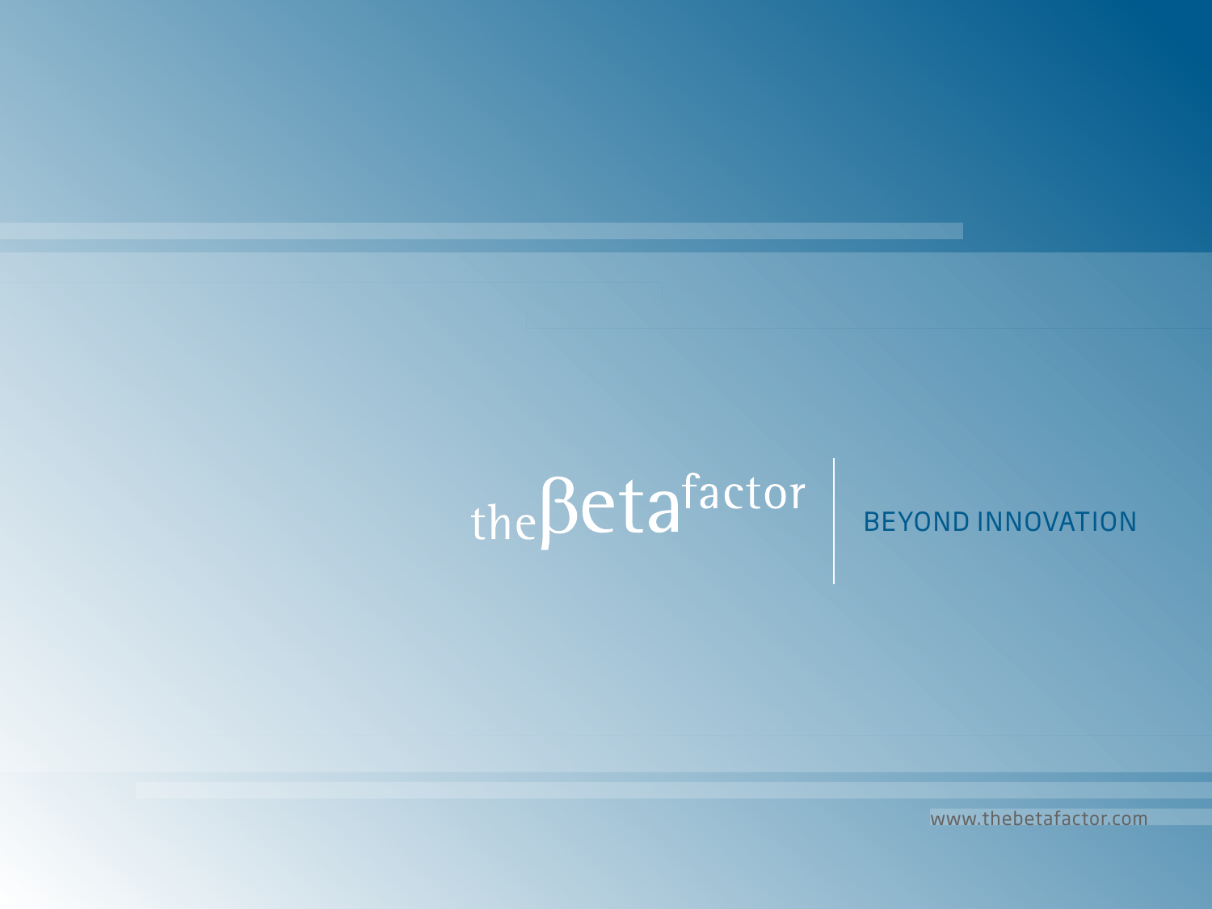# theβetafactor

BEYOND INNOVATION

www.thebetafactor.com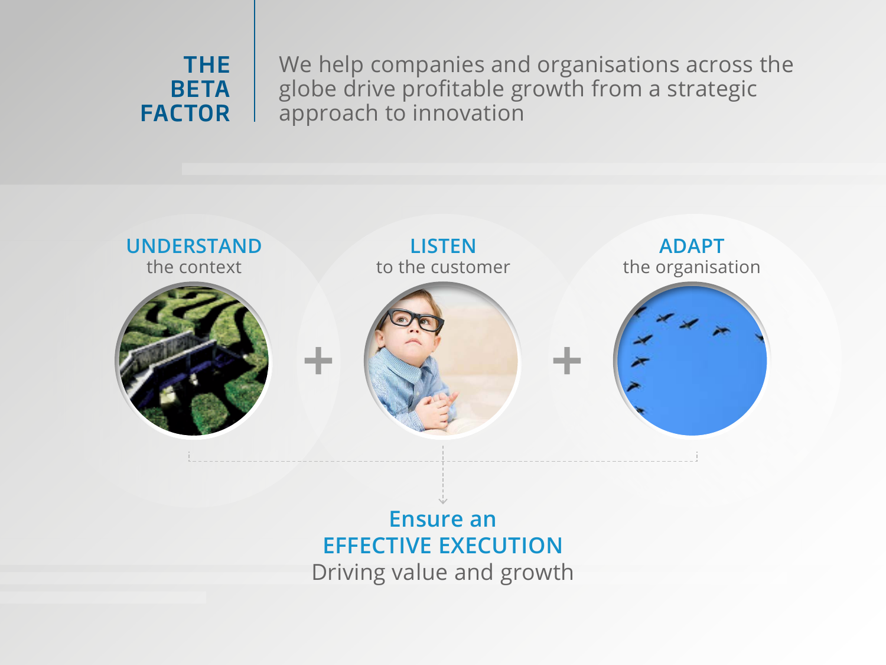# THE BETA FACTOR

We help companies and organisations across the globe drive profitable growth from a strategic approach to innovation

**UNDERSTAND**
the context

+

**LISTEN**
to the customer

+

**ADAPT**
the organisation

**Ensure an EFFECTIVE EXECUTION**
Driving value and growth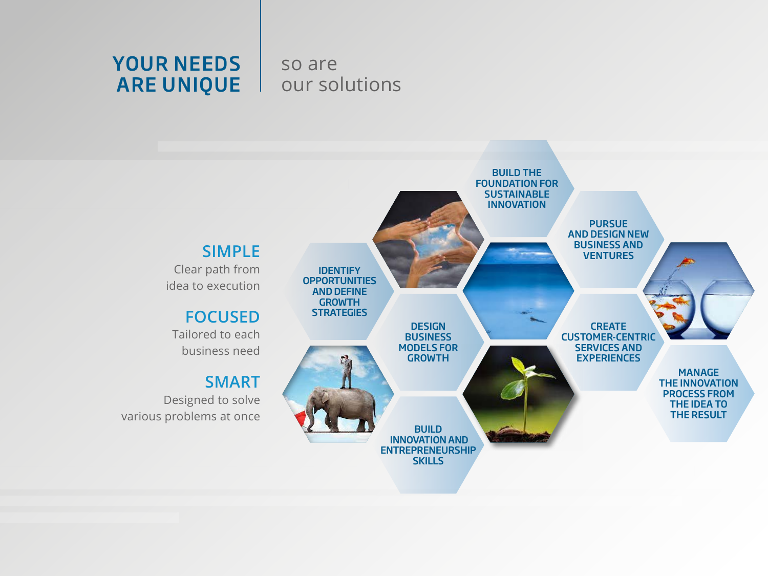# YOUR NEEDS ARE UNIQUE

so are our solutions

## SIMPLE

Clear path from idea to execution

## FOCUSED

Tailored to each business need

## SMART

Designed to solve various problems at once

- **IDENTIFY OPPORTUNITIES AND DEFINE GROWTH STRATEGIES**
- **BUILD THE FOUNDATION FOR SUSTAINABLE INNOVATION**
- **DESIGN BUSINESS MODELS FOR GROWTH**
- **PURSUE AND DESIGN NEW BUSINESS AND VENTURES**
- **CREATE CUSTOMER-CENTRIC SERVICES AND EXPERIENCES**
- **BUILD INNOVATION AND ENTREPRENEURSHIP SKILLS**
- **MANAGE THE INNOVATION PROCESS FROM THE IDEA TO THE RESULT**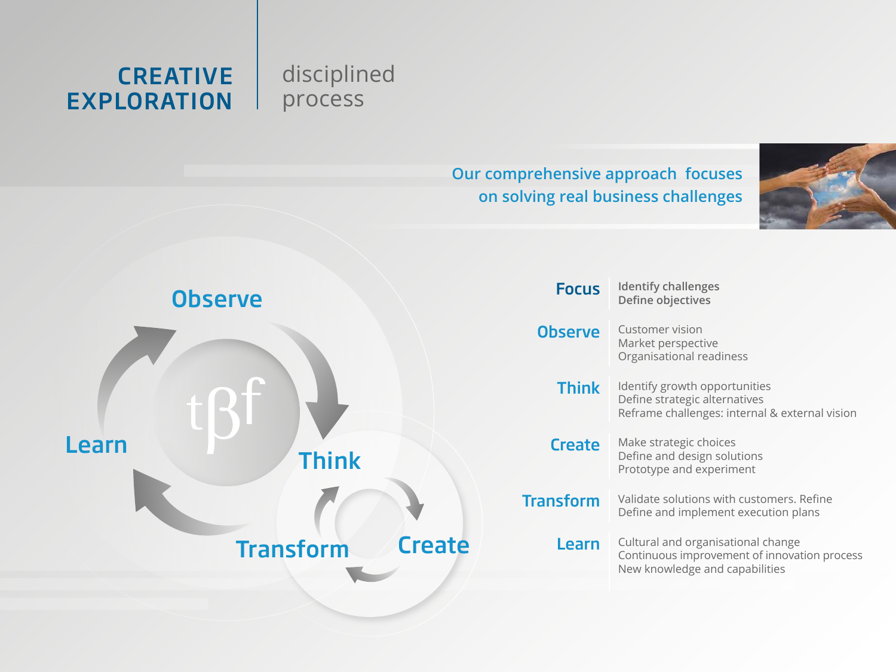# CREATIVE EXPLORATION

## disciplined process

**Our comprehensive approach focuses on solving real business challenges**

| | |
|---|---|
| **Focus** | Identify challenges<br>Define objectives |
| **Observe** | Customer vision<br>Market perspective<br>Organisational readiness |
| **Think** | Identify growth opportunities<br>Define strategic alternatives<br>Reframe challenges: internal & external vision |
| **Create** | Make strategic choices<br>Define and design solutions<br>Prototype and experiment |
| **Transform** | Validate solutions with customers. Refine<br>Define and implement execution plans |
| **Learn** | Cultural and organisational change<br>Continuous improvement of innovation process<br>New knowledge and capabilities |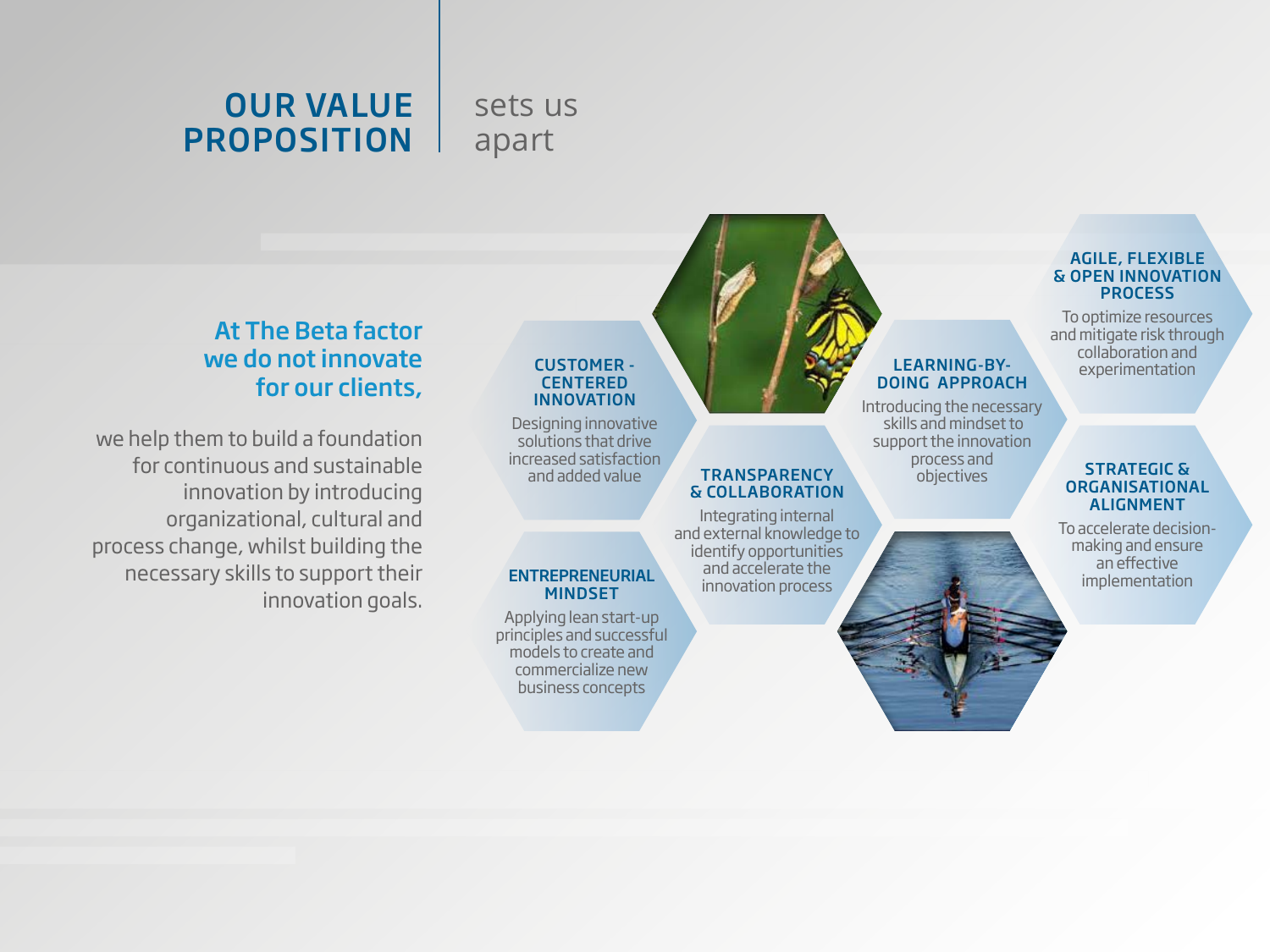# OUR VALUE PROPOSITION sets us apart

## At The Beta factor we do not innovate for our clients,

we help them to build a foundation for continuous and sustainable innovation by introducing organizational, cultural and process change, whilst building the necessary skills to support their innovation goals.

### CUSTOMER - CENTERED INNOVATION

Designing innovative solutions that drive increased satisfaction and added value

### ENTREPRENEURIAL MINDSET

Applying lean start-up principles and successful models to create and commercialize new business concepts

### TRANSPARENCY & COLLABORATION

Integrating internal and external knowledge to identify opportunities and accelerate the innovation process

### LEARNING-BY-DOING APPROACH

Introducing the necessary skills and mindset to support the innovation process and objectives

### AGILE, FLEXIBLE & OPEN INNOVATION PROCESS

To optimize resources and mitigate risk through collaboration and experimentation

### STRATEGIC & ORGANISATIONAL ALIGNMENT

To accelerate decision-making and ensure an effective implementation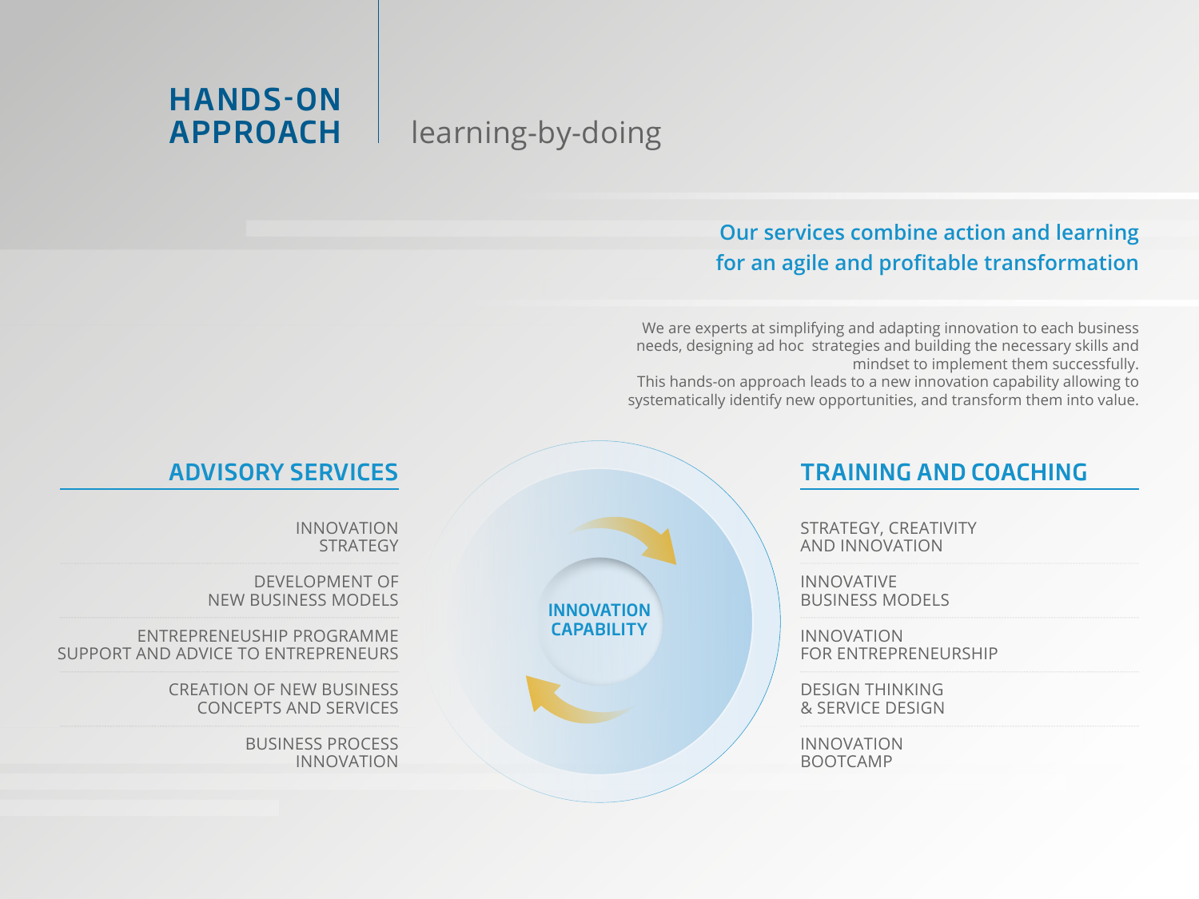# HANDS-ON APPROACH

learning-by-doing

## Our services combine action and learning for an agile and profitable transformation

We are experts at simplifying and adapting innovation to each business needs, designing ad hoc strategies and building the necessary skills and mindset to implement them successfully.
This hands-on approach leads to a new innovation capability allowing to systematically identify new opportunities, and transform them into value.

## ADVISORY SERVICES

- INNOVATION STRATEGY
- DEVELOPMENT OF NEW BUSINESS MODELS
- ENTREPRENEUSHIP PROGRAMME SUPPORT AND ADVICE TO ENTREPRENEURS
- CREATION OF NEW BUSINESS CONCEPTS AND SERVICES
- BUSINESS PROCESS INNOVATION

**INNOVATION CAPABILITY**

## TRAINING AND COACHING

- STRATEGY, CREATIVITY AND INNOVATION
- INNOVATIVE BUSINESS MODELS
- INNOVATION FOR ENTREPRENEURSHIP
- DESIGN THINKING & SERVICE DESIGN
- INNOVATION BOOTCAMP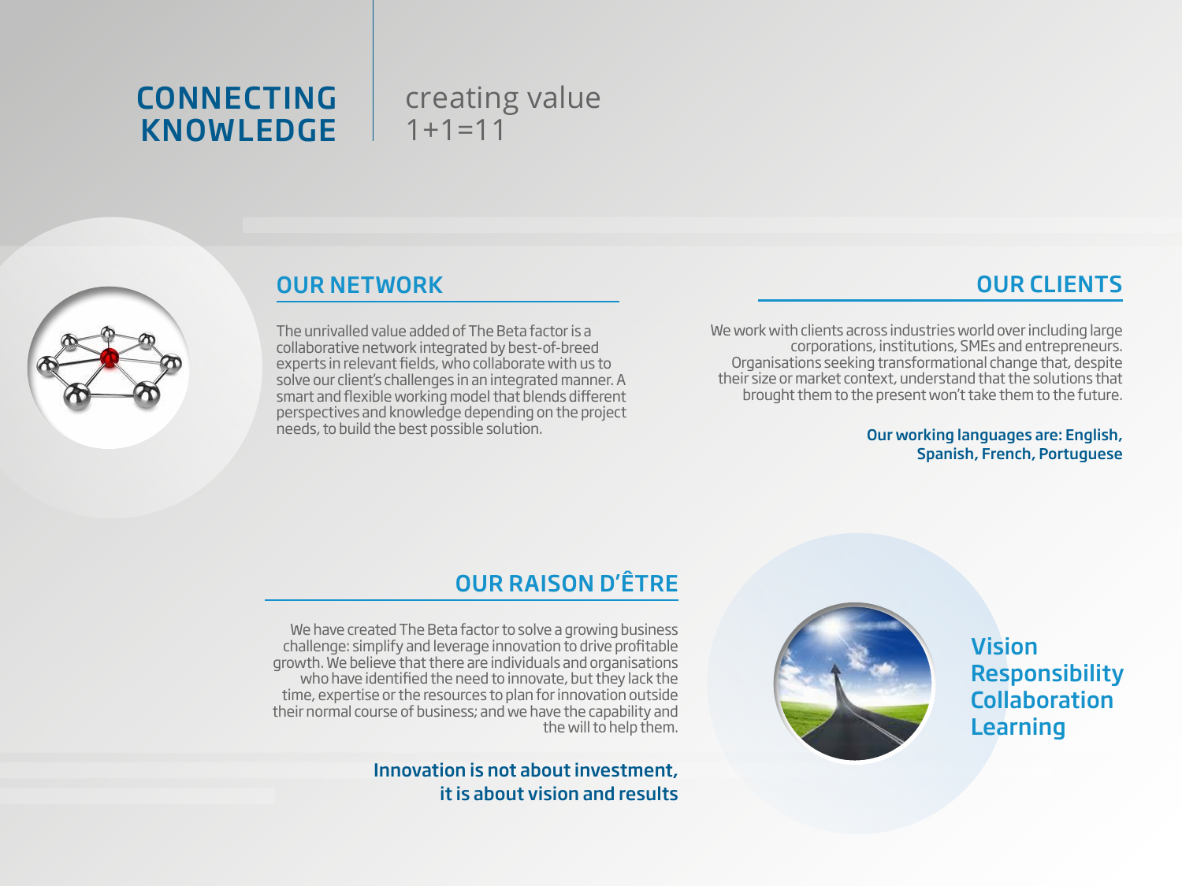# CONNECTING KNOWLEDGE

creating value
1+1=11

## OUR NETWORK

The unrivalled value added of The Beta factor is a collaborative network integrated by best-of-breed experts in relevant fields, who collaborate with us to solve our client's challenges in an integrated manner. A smart and flexible working model that blends different perspectives and knowledge depending on the project needs, to build the best possible solution.

## OUR CLIENTS

We work with clients across industries world over including large corporations, institutions, SMEs and entrepreneurs. Organisations seeking transformational change that, despite their size or market context, understand that the solutions that brought them to the present won't take them to the future.

**Our working languages are: English, Spanish, French, Portuguese**

## OUR RAISON D'ÊTRE

We have created The Beta factor to solve a growing business challenge: simplify and leverage innovation to drive profitable growth. We believe that there are individuals and organisations who have identified the need to innovate, but they lack the time, expertise or the resources to plan for innovation outside their normal course of business; and we have the capability and the will to help them.

**Innovation is not about investment, it is about vision and results**

**Vision**
**Responsibility**
**Collaboration**
**Learning**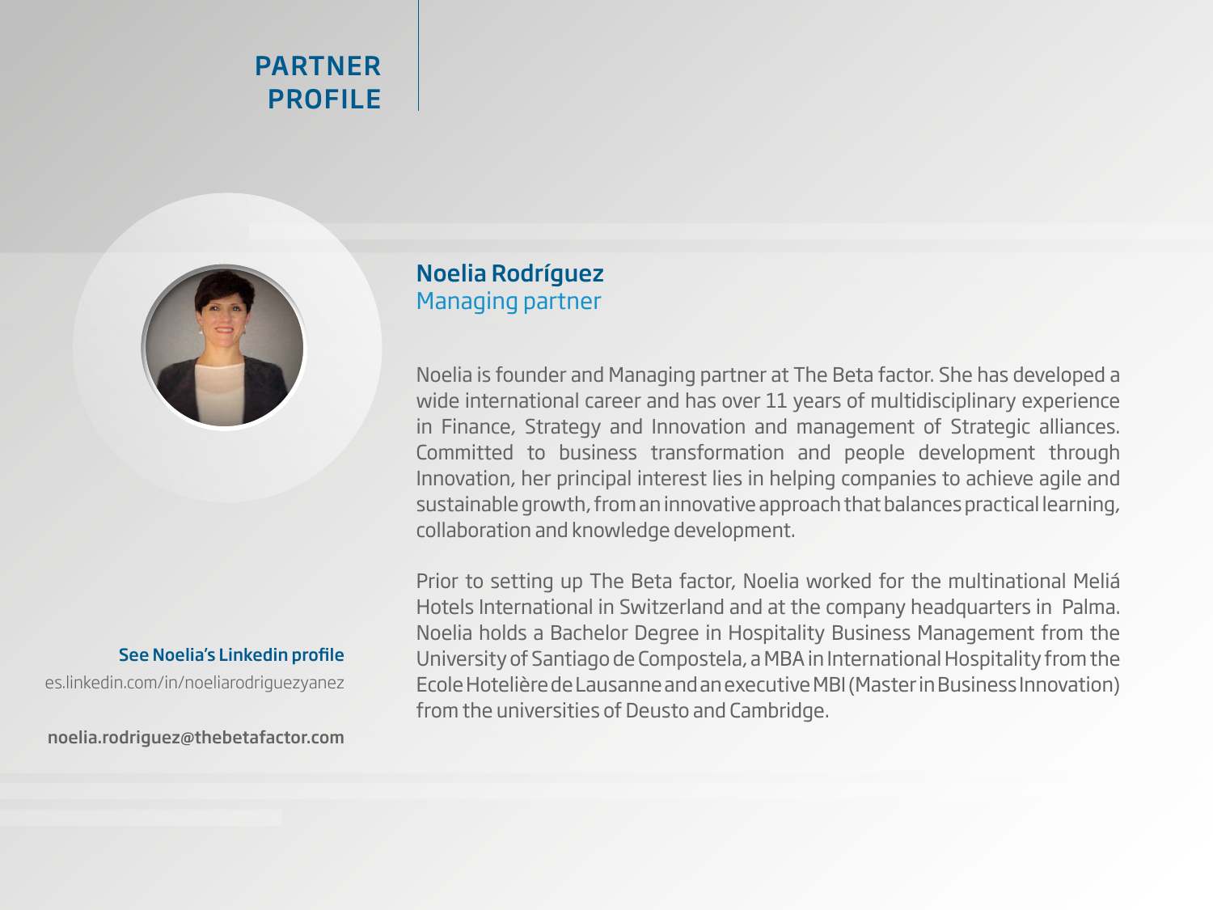# PARTNER PROFILE

## Noelia Rodríguez
Managing partner

Noelia is founder and Managing partner at The Beta factor. She has developed a wide international career and has over 11 years of multidisciplinary experience in Finance, Strategy and Innovation and management of Strategic alliances. Committed to business transformation and people development through Innovation, her principal interest lies in helping companies to achieve agile and sustainable growth, from an innovative approach that balances practical learning, collaboration and knowledge development.

Prior to setting up The Beta factor, Noelia worked for the multinational Meliá Hotels International in Switzerland and at the company headquarters in Palma. Noelia holds a Bachelor Degree in Hospitality Business Management from the University of Santiago de Compostela, a MBA in International Hospitality from the Ecole Hotelière de Lausanne and an executive MBI (Master in Business Innovation) from the universities of Deusto and Cambridge.

**See Noelia's Linkedin profile**
es.linkedin.com/in/noeliarodriguezyanez

noelia.rodriguez@thebetafactor.com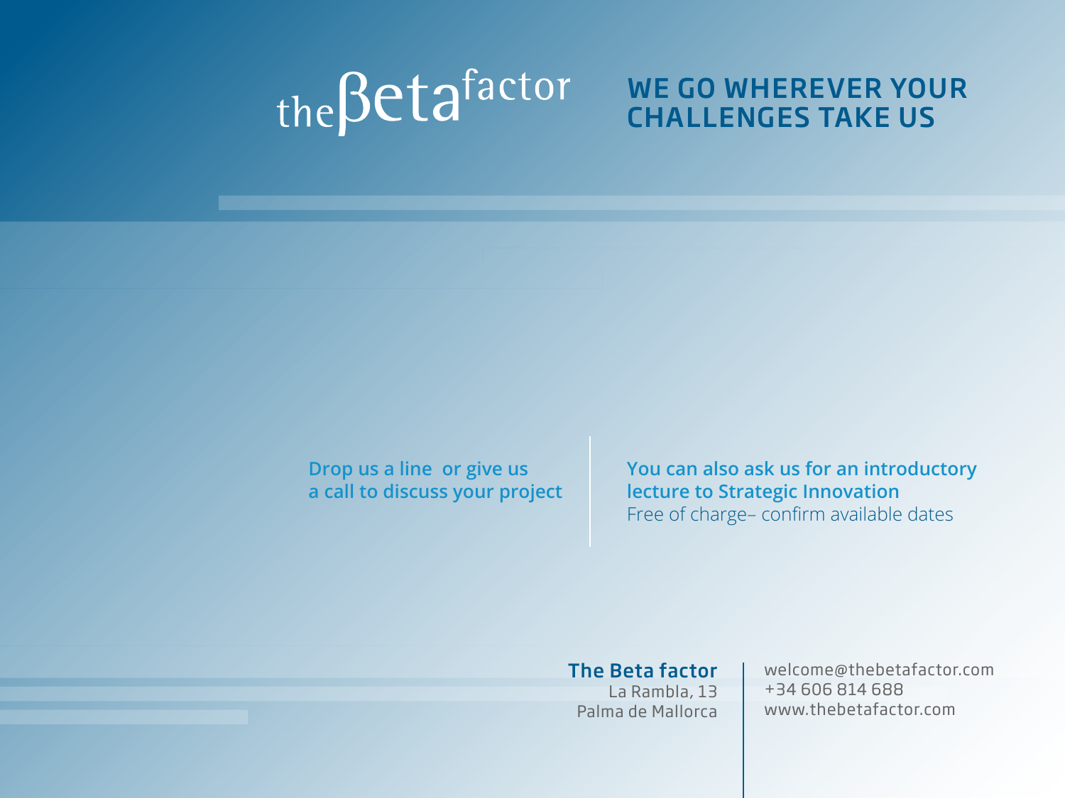the βeta factor

## WE GO WHEREVER YOUR CHALLENGES TAKE US

**Drop us a line  or give us a call to discuss your project**

**You can also ask us for an introductory lecture to Strategic Innovation**
Free of charge– confirm available dates

**The Beta factor**
La Rambla, 13
Palma de Mallorca

welcome@thebetafactor.com
+34 606 814 688
www.thebetafactor.com